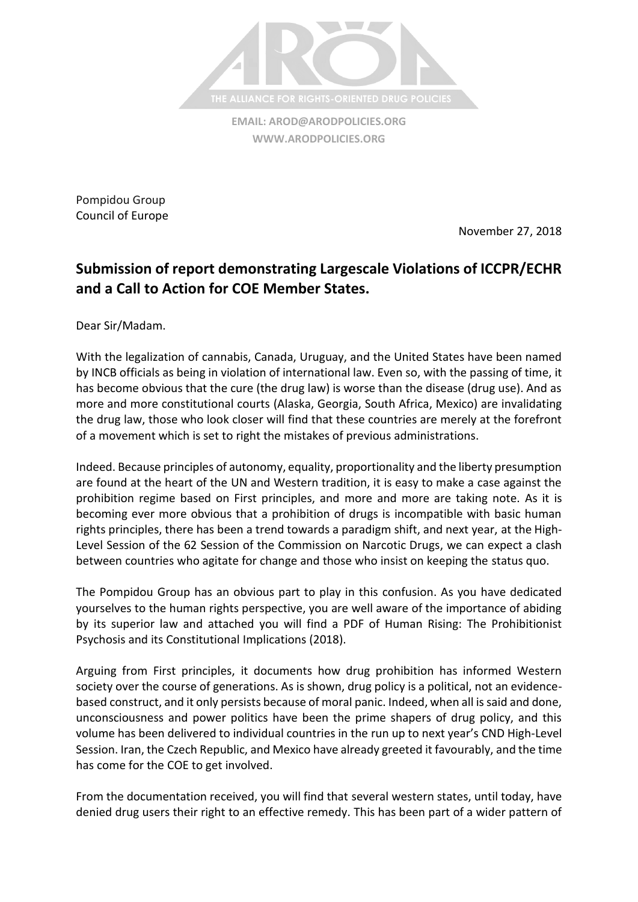THE ALLIANCE FOR RIGHTS-ORIENTED DRUG POLICIES

**EMAIL: AROD@ARODPOLICIES.ORG**
**WWW.ARODPOLICIES.ORG**

Pompidou Group
Council of Europe

November 27, 2018

## Submission of report demonstrating Largescale Violations of ICCPR/ECHR and a Call to Action for COE Member States.

Dear Sir/Madam.

With the legalization of cannabis, Canada, Uruguay, and the United States have been named by INCB officials as being in violation of international law. Even so, with the passing of time, it has become obvious that the cure (the drug law) is worse than the disease (drug use). And as more and more constitutional courts (Alaska, Georgia, South Africa, Mexico) are invalidating the drug law, those who look closer will find that these countries are merely at the forefront of a movement which is set to right the mistakes of previous administrations.

Indeed. Because principles of autonomy, equality, proportionality and the liberty presumption are found at the heart of the UN and Western tradition, it is easy to make a case against the prohibition regime based on First principles, and more and more are taking note. As it is becoming ever more obvious that a prohibition of drugs is incompatible with basic human rights principles, there has been a trend towards a paradigm shift, and next year, at the High-Level Session of the 62 Session of the Commission on Narcotic Drugs, we can expect a clash between countries who agitate for change and those who insist on keeping the status quo.

The Pompidou Group has an obvious part to play in this confusion. As you have dedicated yourselves to the human rights perspective, you are well aware of the importance of abiding by its superior law and attached you will find a PDF of Human Rising: The Prohibitionist Psychosis and its Constitutional Implications (2018).

Arguing from First principles, it documents how drug prohibition has informed Western society over the course of generations. As is shown, drug policy is a political, not an evidence-based construct, and it only persists because of moral panic. Indeed, when all is said and done, unconsciousness and power politics have been the prime shapers of drug policy, and this volume has been delivered to individual countries in the run up to next year's CND High-Level Session. Iran, the Czech Republic, and Mexico have already greeted it favourably, and the time has come for the COE to get involved.

From the documentation received, you will find that several western states, until today, have denied drug users their right to an effective remedy. This has been part of a wider pattern of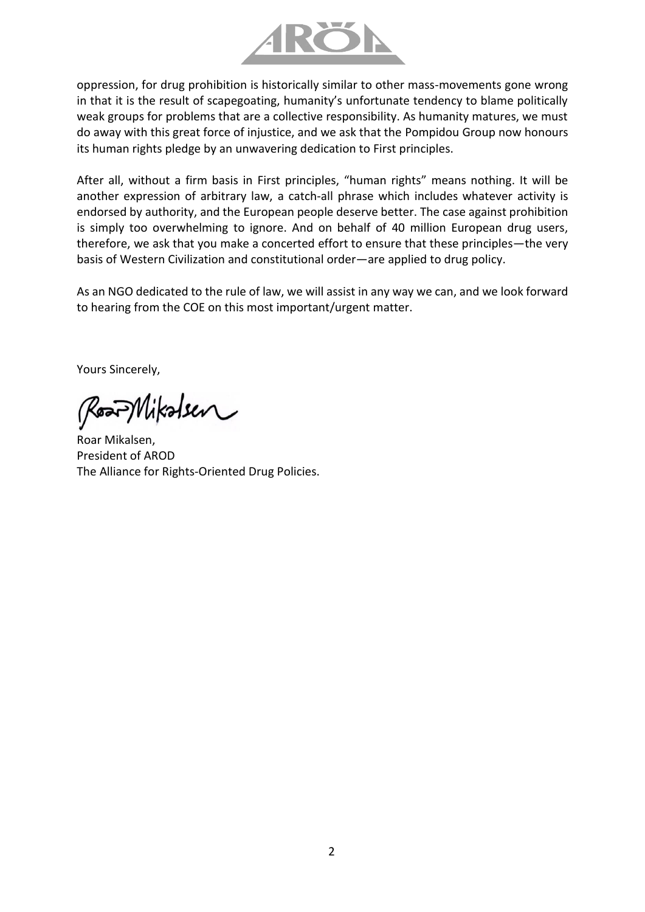oppression, for drug prohibition is historically similar to other mass-movements gone wrong in that it is the result of scapegoating, humanity's unfortunate tendency to blame politically weak groups for problems that are a collective responsibility. As humanity matures, we must do away with this great force of injustice, and we ask that the Pompidou Group now honours its human rights pledge by an unwavering dedication to First principles.

After all, without a firm basis in First principles, "human rights" means nothing. It will be another expression of arbitrary law, a catch-all phrase which includes whatever activity is endorsed by authority, and the European people deserve better. The case against prohibition is simply too overwhelming to ignore. And on behalf of 40 million European drug users, therefore, we ask that you make a concerted effort to ensure that these principles—the very basis of Western Civilization and constitutional order—are applied to drug policy.

As an NGO dedicated to the rule of law, we will assist in any way we can, and we look forward to hearing from the COE on this most important/urgent matter.

Yours Sincerely,

Roar Mikalsen,
President of AROD
The Alliance for Rights-Oriented Drug Policies.